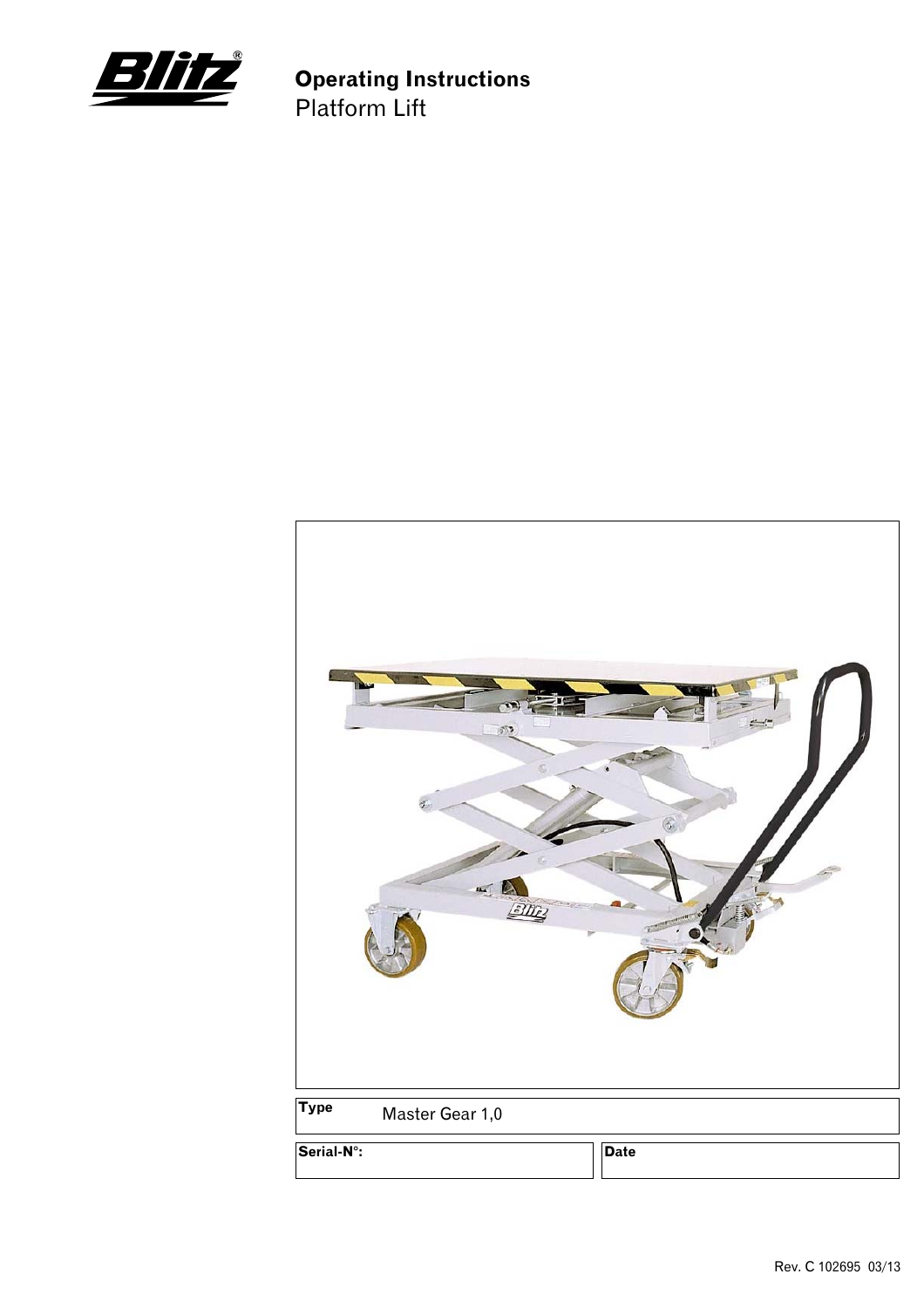# Operating Instructions

Platform Lift

| Type | Master Gear 1,0 |
| --- | --- |

| Serial-N°: | Date |
| --- | --- |
| | |

Rev. C 102695 03/13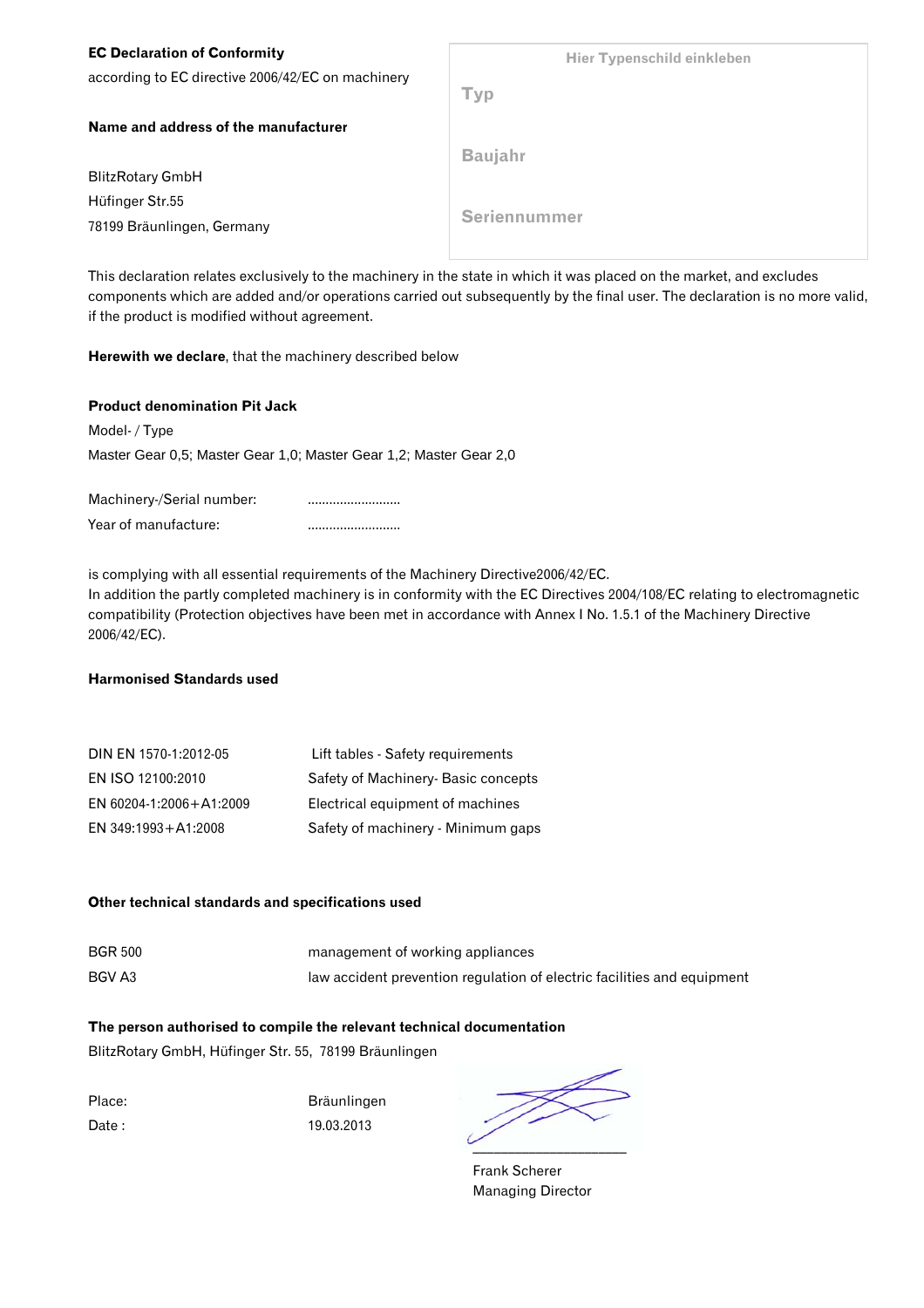**EC Declaration of Conformity**

according to EC directive 2006/42/EC on machinery

**Name and address of the manufacturer**

BlitzRotary GmbH
Hüfinger Str.55
78199 Bräunlingen, Germany

Hier Typenschild einkleben

Typ

Baujahr

Seriennummer

This declaration relates exclusively to the machinery in the state in which it was placed on the market, and excludes components which are added and/or operations carried out subsequently by the final user. The declaration is no more valid, if the product is modified without agreement.

**Herewith we declare**, that the machinery described below

**Product denomination Pit Jack**

Model- / Type

Master Gear 0,5; Master Gear 1,0; Master Gear 1,2; Master Gear 2,0

Machinery-/Serial number: ..........................

Year of manufacture: ..........................

is complying with all essential requirements of the Machinery Directive2006/42/EC.
In addition the partly completed machinery is in conformity with the EC Directives 2004/108/EC relating to electromagnetic compatibility (Protection objectives have been met in accordance with Annex I No. 1.5.1 of the Machinery Directive 2006/42/EC).

**Harmonised Standards used**

| | |
|---|---|
| DIN EN 1570-1:2012-05 | Lift tables - Safety requirements |
| EN ISO 12100:2010 | Safety of Machinery- Basic concepts |
| EN 60204-1:2006+A1:2009 | Electrical equipment of machines |
| EN 349:1993+A1:2008 | Safety of machinery - Minimum gaps |

**Other technical standards and specifications used**

| | |
|---|---|
| BGR 500 | management of working appliances |
| BGV A3 | law accident prevention regulation of electric facilities and equipment |

**The person authorised to compile the relevant technical documentation**

BlitzRotary GmbH, Hüfinger Str. 55, 78199 Bräunlingen

Place: Bräunlingen

Date : 19.03.2013

Frank Scherer
Managing Director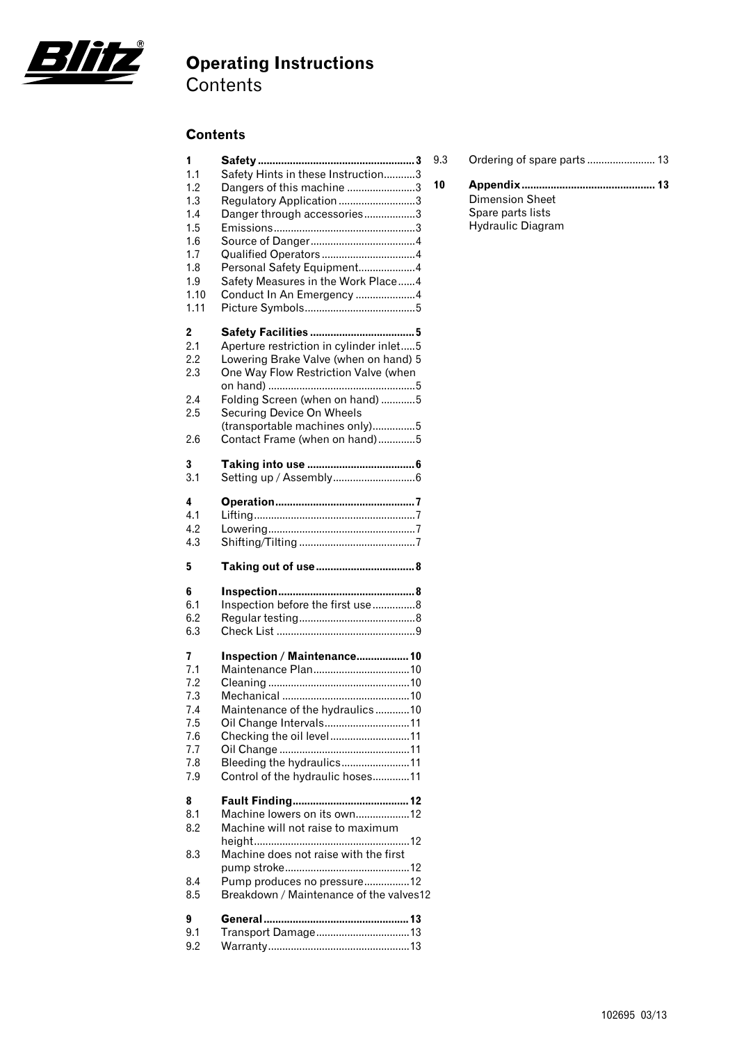# Operating Instructions
## Contents

### Contents

| | | |
|---|---|---|
| **1** | **Safety** | **3** |
| 1.1 | Safety Hints in these Instruction | 3 |
| 1.2 | Dangers of this machine | 3 |
| 1.3 | Regulatory Application | 3 |
| 1.4 | Danger through accessories | 3 |
| 1.5 | Emissions | 3 |
| 1.6 | Source of Danger | 4 |
| 1.7 | Qualified Operators | 4 |
| 1.8 | Personal Safety Equipment | 4 |
| 1.9 | Safety Measures in the Work Place | 4 |
| 1.10 | Conduct In An Emergency | 4 |
| 1.11 | Picture Symbols | 5 |
| **2** | **Safety Facilities** | **5** |
| 2.1 | Aperture restriction in cylinder inlet | 5 |
| 2.2 | Lowering Brake Valve (when on hand) | 5 |
| 2.3 | One Way Flow Restriction Valve (when on hand) | 5 |
| 2.4 | Folding Screen (when on hand) | 5 |
| 2.5 | Securing Device On Wheels (transportable machines only) | 5 |
| 2.6 | Contact Frame (when on hand) | 5 |
| **3** | **Taking into use** | **6** |
| 3.1 | Setting up / Assembly | 6 |
| **4** | **Operation** | **7** |
| 4.1 | Lifting | 7 |
| 4.2 | Lowering | 7 |
| 4.3 | Shifting/Tilting | 7 |
| **5** | **Taking out of use** | **8** |
| **6** | **Inspection** | **8** |
| 6.1 | Inspection before the first use | 8 |
| 6.2 | Regular testing | 8 |
| 6.3 | Check List | 9 |
| **7** | **Inspection / Maintenance** | **10** |
| 7.1 | Maintenance Plan | 10 |
| 7.2 | Cleaning | 10 |
| 7.3 | Mechanical | 10 |
| 7.4 | Maintenance of the hydraulics | 10 |
| 7.5 | Oil Change Intervals | 11 |
| 7.6 | Checking the oil level | 11 |
| 7.7 | Oil Change | 11 |
| 7.8 | Bleeding the hydraulics | 11 |
| 7.9 | Control of the hydraulic hoses | 11 |
| **8** | **Fault Finding** | **12** |
| 8.1 | Machine lowers on its own | 12 |
| 8.2 | Machine will not raise to maximum height | 12 |
| 8.3 | Machine does not raise with the first pump stroke | 12 |
| 8.4 | Pump produces no pressure | 12 |
| 8.5 | Breakdown / Maintenance of the valves | 12 |
| **9** | **General** | **13** |
| 9.1 | Transport Damage | 13 |
| 9.2 | Warranty | 13 |
| 9.3 | Ordering of spare parts | 13 |
| **10** | **Appendix** | **13** |
| | Dimension Sheet | |
| | Spare parts lists | |
| | Hydraulic Diagram | |

102695 03/13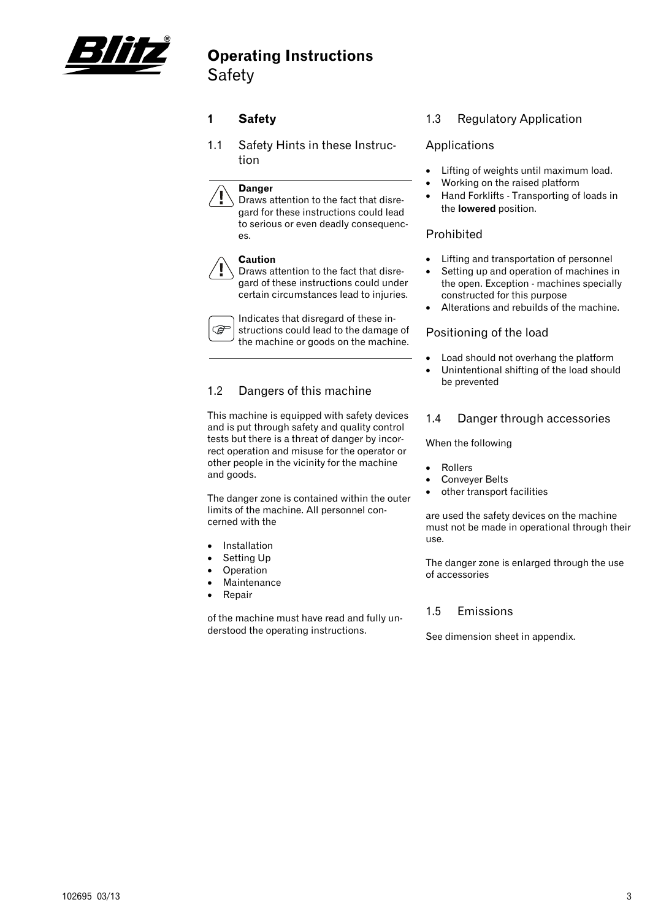# Operating Instructions
Safety

## 1 Safety

### 1.1 Safety Hints in these Instruction

**Danger**
Draws attention to the fact that disregard for these instructions could lead to serious or even deadly consequences.

**Caution**
Draws attention to the fact that disregard of these instructions could under certain circumstances lead to injuries.

Indicates that disregard of these instructions could lead to the damage of the machine or goods on the machine.

### 1.2 Dangers of this machine

This machine is equipped with safety devices and is put through safety and quality control tests but there is a threat of danger by incorrect operation and misuse for the operator or other people in the vicinity for the machine and goods.

The danger zone is contained within the outer limits of the machine. All personnel concerned with the

- Installation
- Setting Up
- Operation
- Maintenance
- Repair

of the machine must have read and fully understood the operating instructions.

### 1.3 Regulatory Application

#### Applications

- Lifting of weights until maximum load.
- Working on the raised platform
- Hand Forklifts - Transporting of loads in the **lowered** position.

#### Prohibited

- Lifting and transportation of personnel
- Setting up and operation of machines in the open. Exception - machines specially constructed for this purpose
- Alterations and rebuilds of the machine.

#### Positioning of the load

- Load should not overhang the platform
- Unintentional shifting of the load should be prevented

### 1.4 Danger through accessories

When the following

- Rollers
- Conveyer Belts
- other transport facilities

are used the safety devices on the machine must not be made in operational through their use.

The danger zone is enlarged through the use of accessories

### 1.5 Emissions

See dimension sheet in appendix.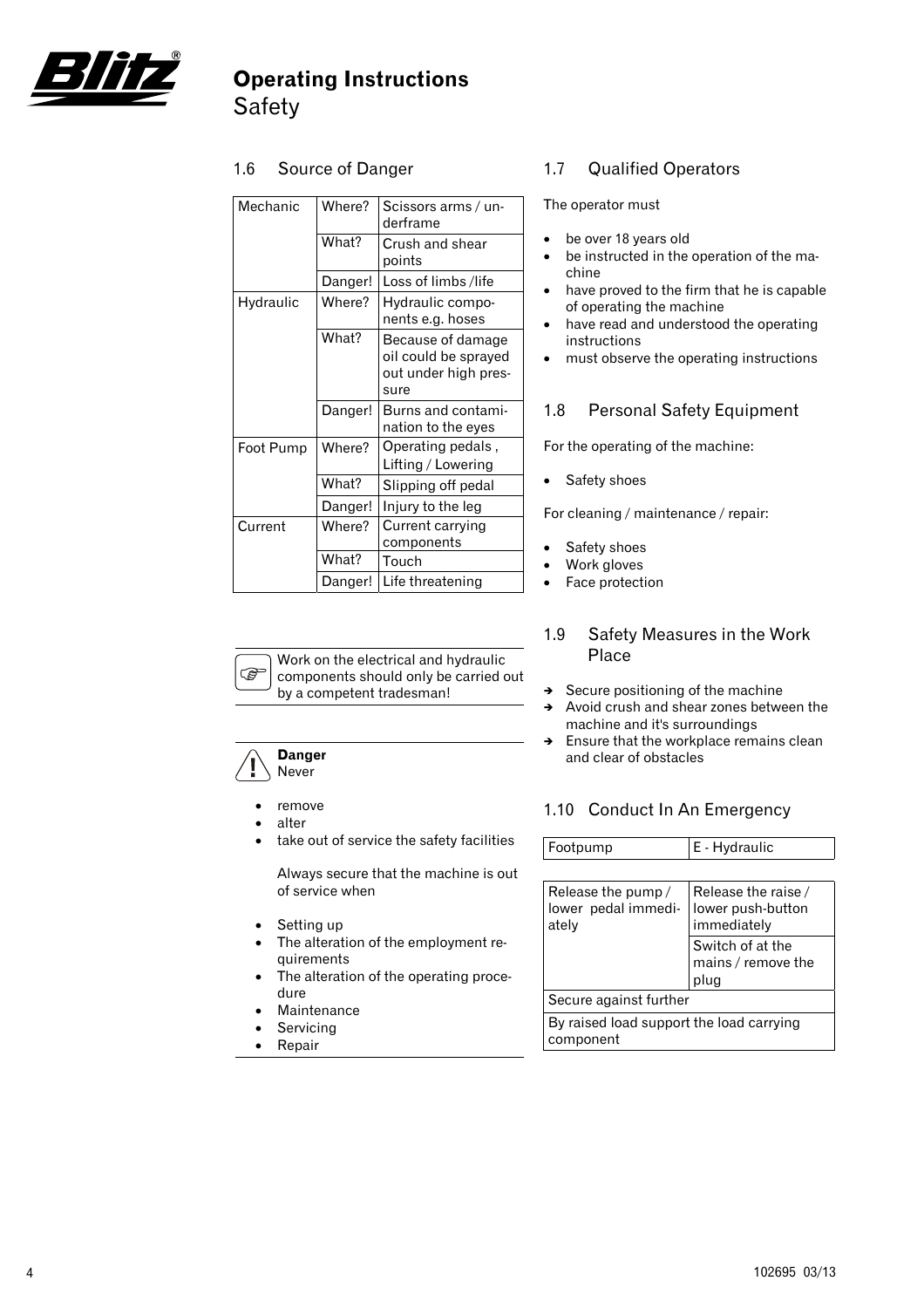# Operating Instructions
Safety

## 1.6 Source of Danger

| Mechanic | Where? | Scissors arms / underframe |
|---|---|---|
| | What? | Crush and shear points |
| | Danger! | Loss of limbs /life |
| Hydraulic | Where? | Hydraulic components e.g. hoses |
| | What? | Because of damage oil could be sprayed out under high pressure |
| | Danger! | Burns and contamination to the eyes |
| Foot Pump | Where? | Operating pedals , Lifting / Lowering |
| | What? | Slipping off pedal |
| | Danger! | Injury to the leg |
| Current | Where? | Current carrying components |
| | What? | Touch |
| | Danger! | Life threatening |

☞ Work on the electrical and hydraulic components should only be carried out by a competent tradesman!

**Danger**
Never

- remove
- alter
- take out of service the safety facilities

Always secure that the machine is out of service when

- Setting up
- The alteration of the employment requirements
- The alteration of the operating procedure
- Maintenance
- Servicing
- Repair

## 1.7 Qualified Operators

The operator must

- be over 18 years old
- be instructed in the operation of the machine
- have proved to the firm that he is capable of operating the machine
- have read and understood the operating instructions
- must observe the operating instructions

## 1.8 Personal Safety Equipment

For the operating of the machine:

- Safety shoes

For cleaning / maintenance / repair:

- Safety shoes
- Work gloves
- Face protection

## 1.9 Safety Measures in the Work Place

→ Secure positioning of the machine
→ Avoid crush and shear zones between the machine and it's surroundings
→ Ensure that the workplace remains clean and clear of obstacles

## 1.10 Conduct In An Emergency

| Footpump | E - Hydraulic |
|---|---|
| Release the pump / lower pedal immediately | Release the raise / lower push-button immediately |
| | Switch of at the mains / remove the plug |
| Secure against further | |
| By raised load support the load carrying component | |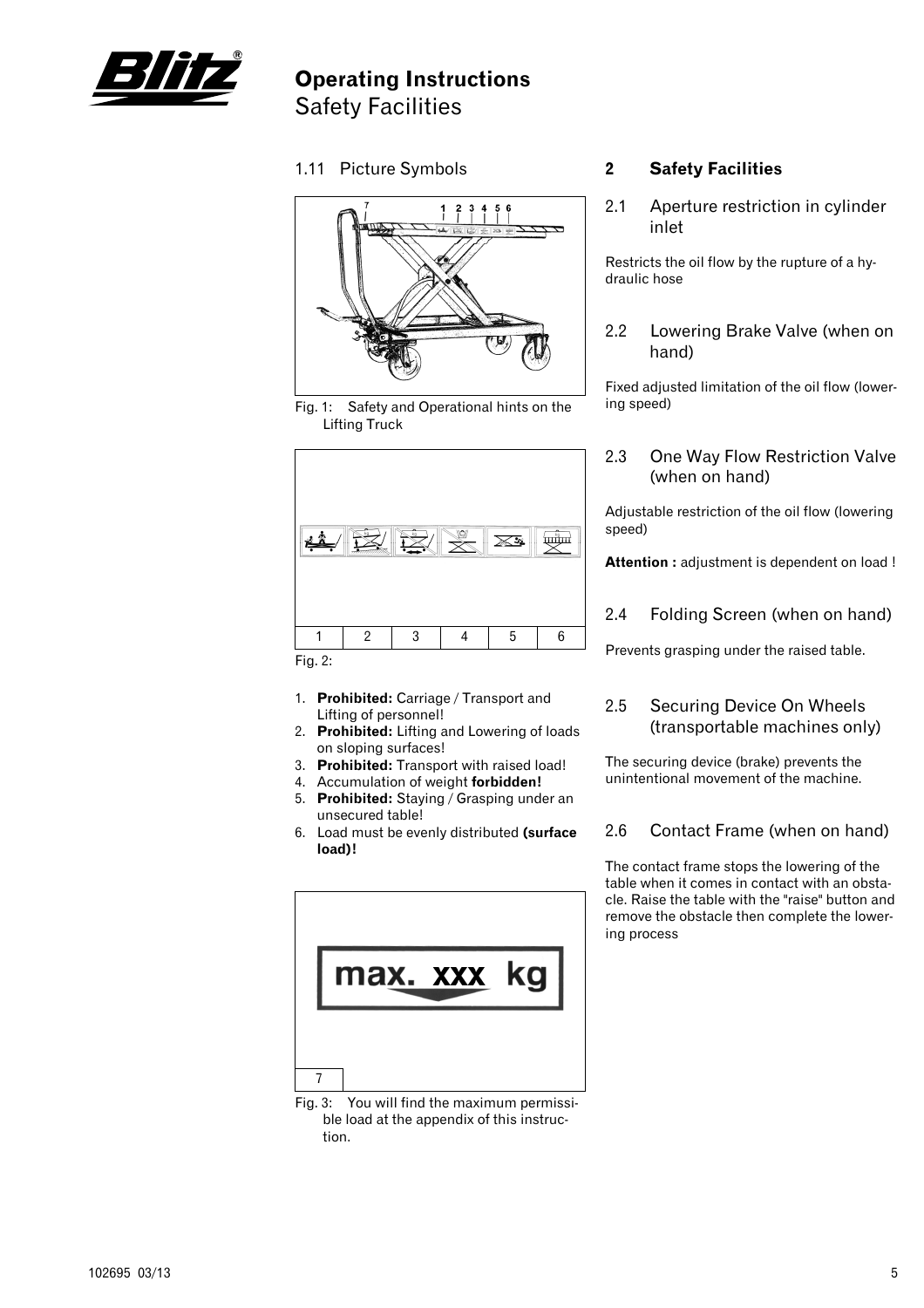# Operating Instructions
Safety Facilities

## 1.11 Picture Symbols

Fig. 1: Safety and Operational hints on the Lifting Truck

| 1 | 2 | 3 | 4 | 5 | 6 |
|---|---|---|---|---|---|

Fig. 2:

1. **Prohibited:** Carriage / Transport and Lifting of personnel!
2. **Prohibited:** Lifting and Lowering of loads on sloping surfaces!
3. **Prohibited:** Transport with raised load!
4. Accumulation of weight **forbidden!**
5. **Prohibited:** Staying / Grasping under an unsecured table!
6. Load must be evenly distributed **(surface load)!**

max. xxx kg

7

Fig. 3: You will find the maximum permissible load at the appendix of this instruction.

## 2 Safety Facilities

### 2.1 Aperture restriction in cylinder inlet

Restricts the oil flow by the rupture of a hydraulic hose

### 2.2 Lowering Brake Valve (when on hand)

Fixed adjusted limitation of the oil flow (lowering speed)

### 2.3 One Way Flow Restriction Valve (when on hand)

Adjustable restriction of the oil flow (lowering speed)

**Attention :** adjustment is dependent on load !

### 2.4 Folding Screen (when on hand)

Prevents grasping under the raised table.

### 2.5 Securing Device On Wheels (transportable machines only)

The securing device (brake) prevents the unintentional movement of the machine.

### 2.6 Contact Frame (when on hand)

The contact frame stops the lowering of the table when it comes in contact with an obstacle. Raise the table with the "raise" button and remove the obstacle then complete the lowering process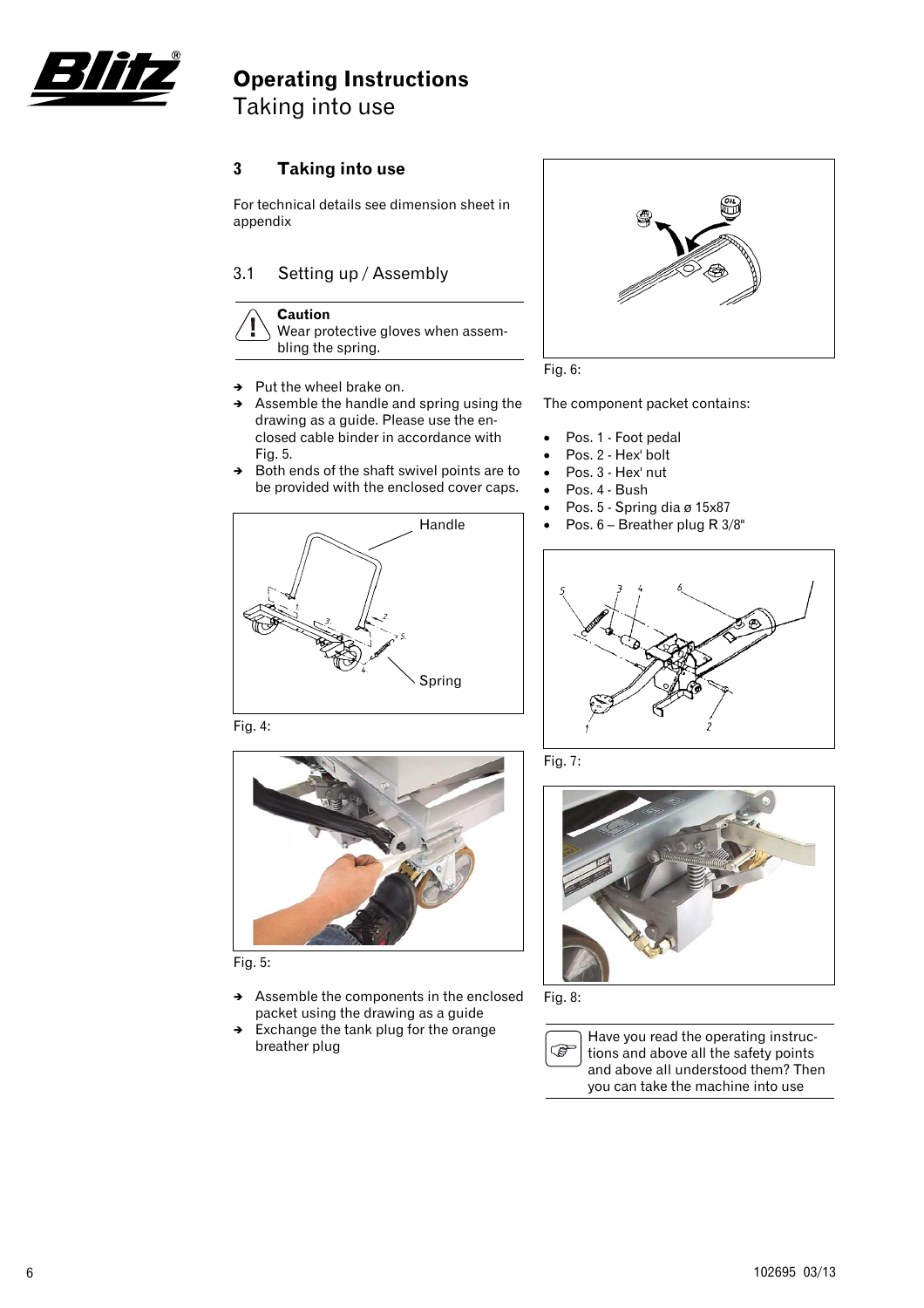# Operating Instructions
Taking into use

## 3 Taking into use

For technical details see dimension sheet in appendix

### 3.1 Setting up / Assembly

> **Caution**
> Wear protective gloves when assembling the spring.

- ➔ Put the wheel brake on.
- ➔ Assemble the handle and spring using the drawing as a guide. Please use the enclosed cable binder in accordance with Fig. 5.
- ➔ Both ends of the shaft swivel points are to be provided with the enclosed cover caps.

Handle

Spring

Fig. 4:

Fig. 5:

- ➔ Assemble the components in the enclosed packet using the drawing as a guide
- ➔ Exchange the tank plug for the orange breather plug

Fig. 6:

The component packet contains:

- Pos. 1 - Foot pedal
- Pos. 2 - Hex' bolt
- Pos. 3 - Hex' nut
- Pos. 4 - Bush
- Pos. 5 - Spring dia ø 15x87
- Pos. 6 – Breather plug R 3/8"

Fig. 7:

Fig. 8:

> Have you read the operating instructions and above all the safety points and above all understood them? Then you can take the machine into use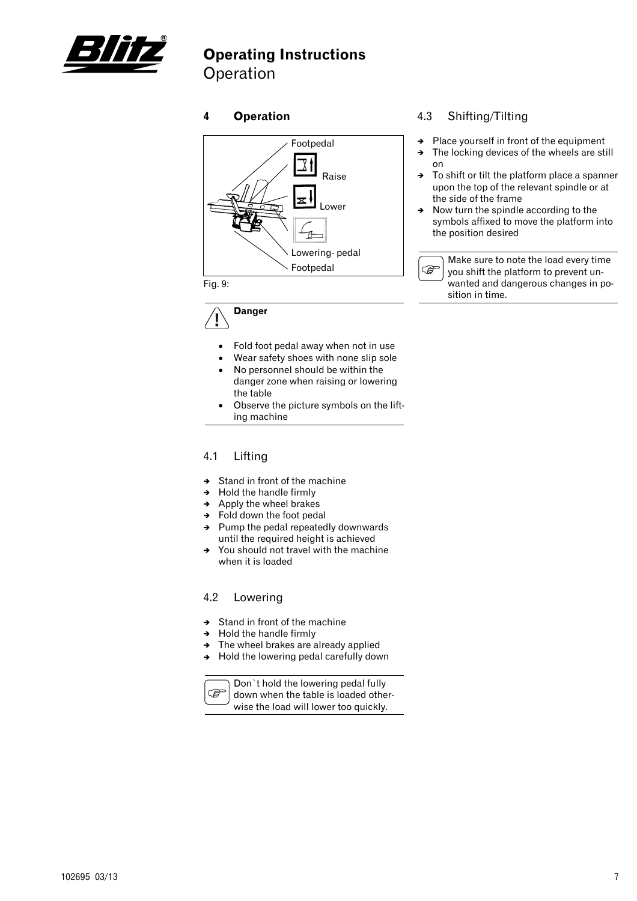# 4 Operation

Footpedal

Raise

Lower

Lowering- pedal

Footpedal

Fig. 9:

**Danger**

- Fold foot pedal away when not in use
- Wear safety shoes with none slip sole
- No personnel should be within the danger zone when raising or lowering the table
- Observe the picture symbols on the lifting machine

## 4.1 Lifting

- Stand in front of the machine
- Hold the handle firmly
- Apply the wheel brakes
- Fold down the foot pedal
- Pump the pedal repeatedly downwards until the required height is achieved
- You should not travel with the machine when it is loaded

## 4.2 Lowering

- Stand in front of the machine
- Hold the handle firmly
- The wheel brakes are already applied
- Hold the lowering pedal carefully down

Don`t hold the lowering pedal fully down when the table is loaded otherwise the load will lower too quickly.

## 4.3 Shifting/Tilting

- Place yourself in front of the equipment
- The locking devices of the wheels are still on
- To shift or tilt the platform place a spanner upon the top of the relevant spindle or at the side of the frame
- Now turn the spindle according to the symbols affixed to move the platform into the position desired

Make sure to note the load every time you shift the platform to prevent unwanted and dangerous changes in position in time.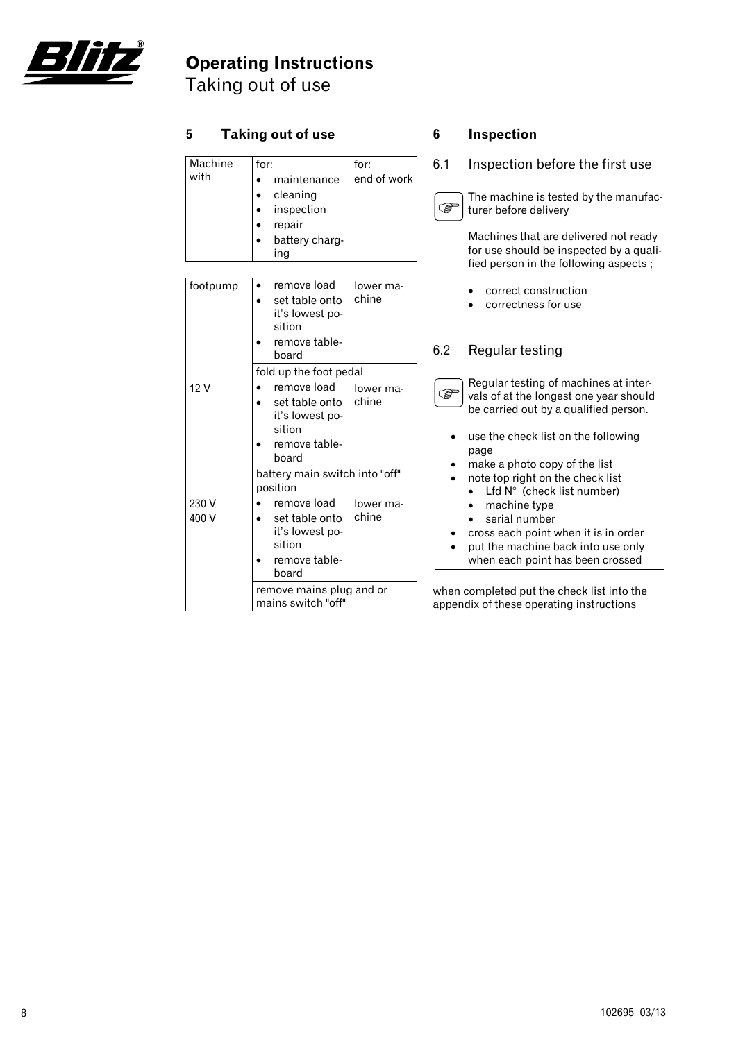# Operating Instructions
Taking out of use

## 5 Taking out of use

| Machine with | for: | for: |
|---|---|---|
| | • maintenance<br>• cleaning<br>• inspection<br>• repair<br>• battery charging | end of work |

| | | |
|---|---|---|
| footpump | • remove load<br>• set table onto it's lowest position<br>• remove tableboard | lower machine |
| | fold up the foot pedal | |
| 12 V | • remove load<br>• set table onto it's lowest position<br>• remove tableboard | lower machine |
| | battery main switch into "off" position | |
| 230 V<br>400 V | • remove load<br>• set table onto it's lowest position<br>• remove tableboard | lower machine |
| | remove mains plug and or mains switch "off" | |

## 6 Inspection

### 6.1 Inspection before the first use

The machine is tested by the manufacturer before delivery

Machines that are delivered not ready for use should be inspected by a qualified person in the following aspects ;

- correct construction
- correctness for use

### 6.2 Regular testing

Regular testing of machines at intervals of at the longest one year should be carried out by a qualified person.

- use the check list on the following page
- make a photo copy of the list
- note top right on the check list
  - Lfd N° (check list number)
  - machine type
  - serial number
- cross each point when it is in order
- put the machine back into use only when each point has been crossed

when completed put the check list into the appendix of these operating instructions

102695 03/13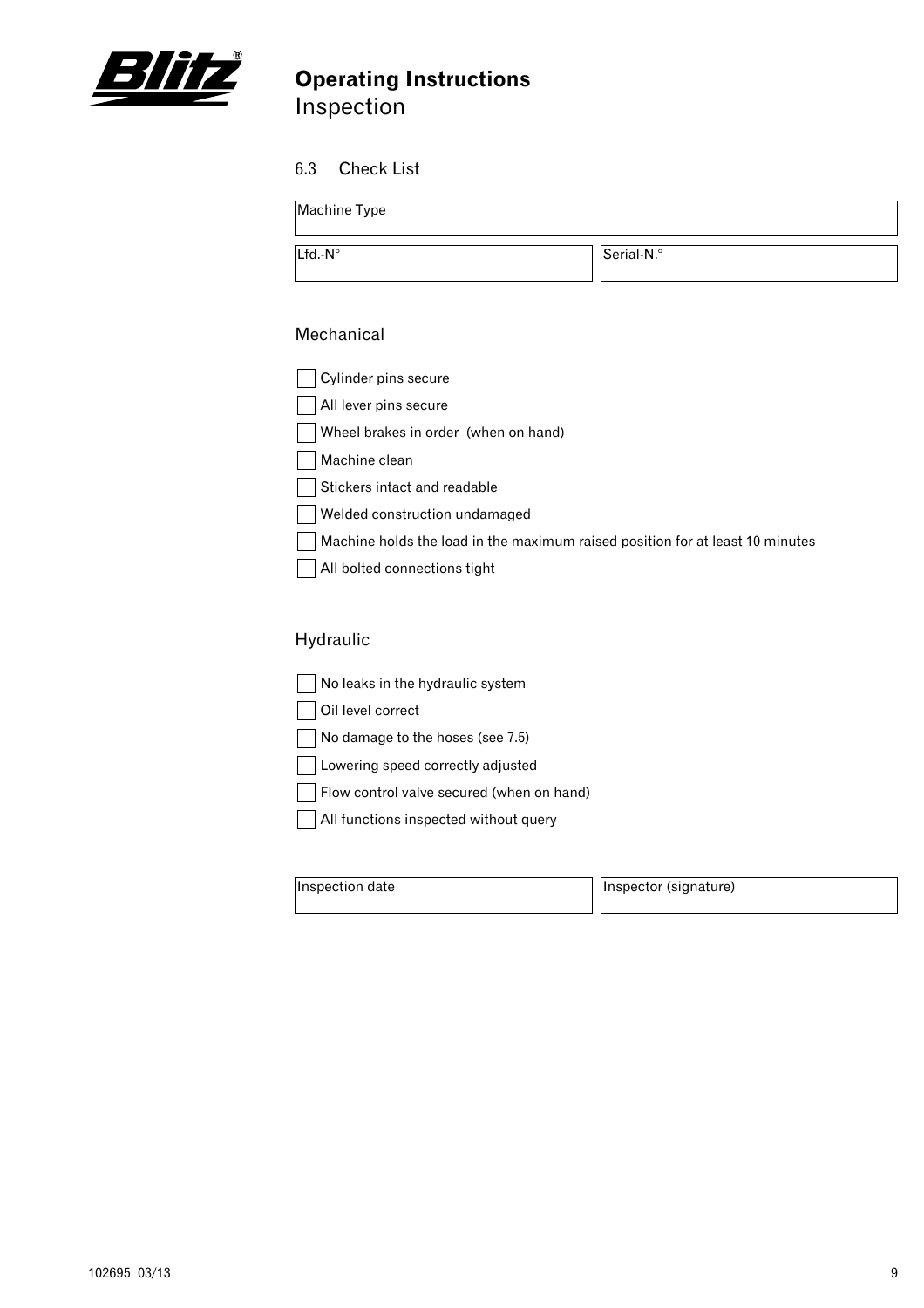# Operating Instructions
Inspection

## 6.3 Check List

| Machine Type | |
|---|---|
| Lfd.-N° | Serial-N.° |

### Mechanical

- [ ] Cylinder pins secure
- [ ] All lever pins secure
- [ ] Wheel brakes in order (when on hand)
- [ ] Machine clean
- [ ] Stickers intact and readable
- [ ] Welded construction undamaged
- [ ] Machine holds the load in the maximum raised position for at least 10 minutes
- [ ] All bolted connections tight

### Hydraulic

- [ ] No leaks in the hydraulic system
- [ ] Oil level correct
- [ ] No damage to the hoses (see 7.5)
- [ ] Lowering speed correctly adjusted
- [ ] Flow control valve secured (when on hand)
- [ ] All functions inspected without query

| Inspection date | Inspector (signature) |
|---|---|
| | |

102695 03/13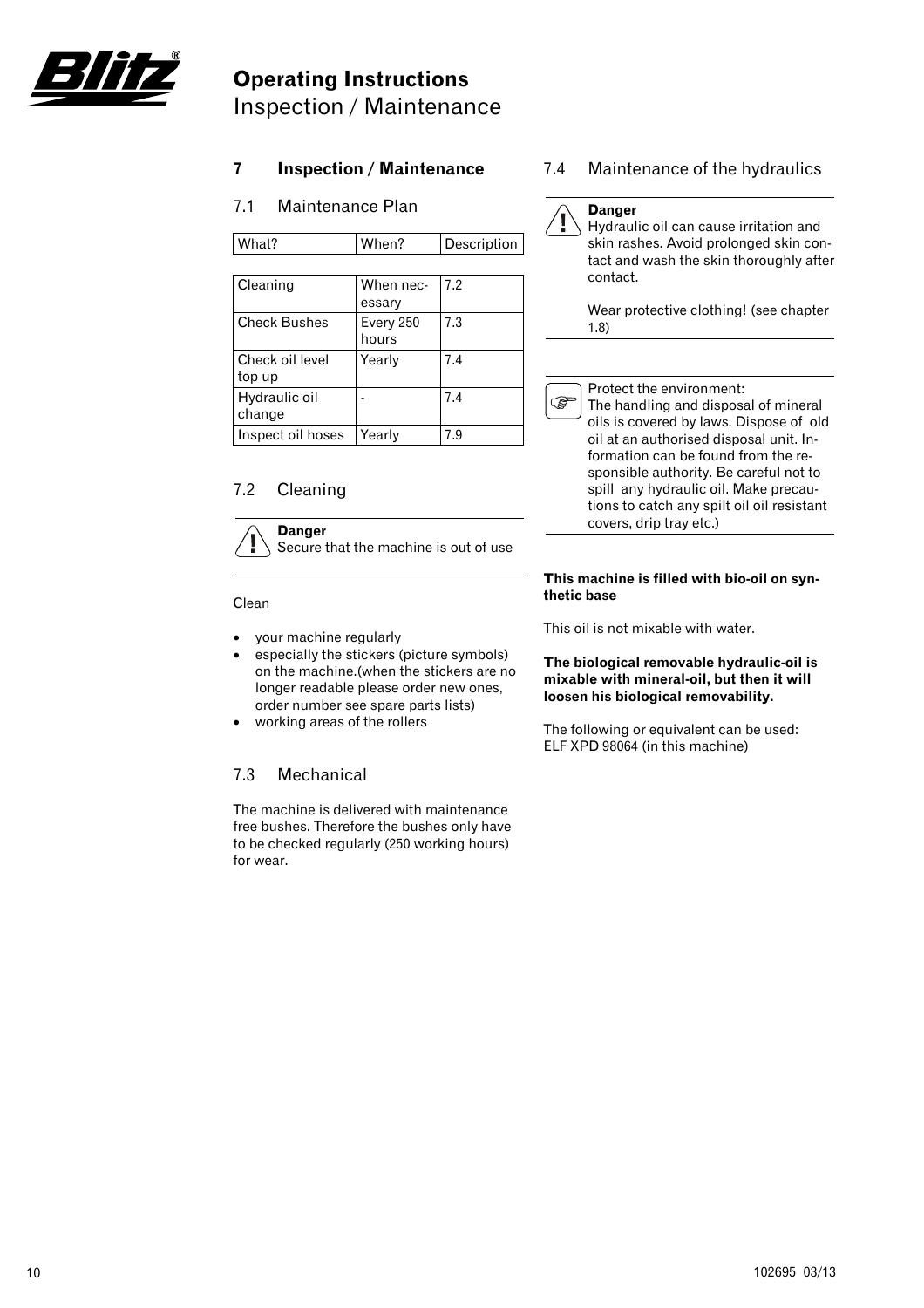# Operating Instructions
Inspection / Maintenance

## 7 Inspection / Maintenance

### 7.1 Maintenance Plan

| What? | When? | Description |
|---|---|---|
| Cleaning | When necessary | 7.2 |
| Check Bushes | Every 250 hours | 7.3 |
| Check oil level top up | Yearly | 7.4 |
| Hydraulic oil change | - | 7.4 |
| Inspect oil hoses | Yearly | 7.9 |

### 7.2 Cleaning

**Danger**
Secure that the machine is out of use

Clean

- your machine regularly
- especially the stickers (picture symbols) on the machine.(when the stickers are no longer readable please order new ones, order number see spare parts lists)
- working areas of the rollers

### 7.3 Mechanical

The machine is delivered with maintenance free bushes. Therefore the bushes only have to be checked regularly (250 working hours) for wear.

### 7.4 Maintenance of the hydraulics

**Danger**
Hydraulic oil can cause irritation and skin rashes. Avoid prolonged skin contact and wash the skin thoroughly after contact.

Wear protective clothing! (see chapter 1.8)

Protect the environment:
The handling and disposal of mineral oils is covered by laws. Dispose of old oil at an authorised disposal unit. Information can be found from the responsible authority. Be careful not to spill any hydraulic oil. Make precautions to catch any spilt oil oil resistant covers, drip tray etc.)

**This machine is filled with bio-oil on synthetic base**

This oil is not mixable with water.

**The biological removable hydraulic-oil is mixable with mineral-oil, but then it will loosen his biological removability.**

The following or equivalent can be used:
ELF XPD 98064 (in this machine)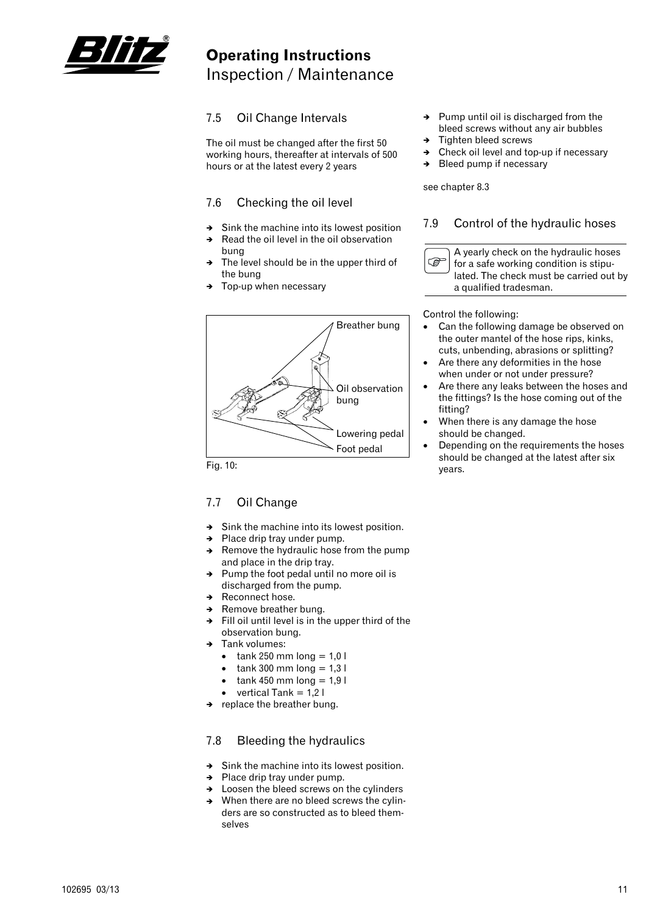# Operating Instructions
Inspection / Maintenance

## 7.5 Oil Change Intervals

The oil must be changed after the first 50 working hours, thereafter at intervals of 500 hours or at the latest every 2 years

## 7.6 Checking the oil level

- → Sink the machine into its lowest position
- → Read the oil level in the oil observation bung
- → The level should be in the upper third of the bung
- → Top-up when necessary

Breather bung

Oil observation bung

Lowering pedal

Foot pedal

Fig. 10:

## 7.7 Oil Change

- → Sink the machine into its lowest position.
- → Place drip tray under pump.
- → Remove the hydraulic hose from the pump and place in the drip tray.
- → Pump the foot pedal until no more oil is discharged from the pump.
- → Reconnect hose.
- → Remove breather bung.
- → Fill oil until level is in the upper third of the observation bung.
- → Tank volumes:
  - tank 250 mm long = 1,0 l
  - tank 300 mm long = 1,3 l
  - tank 450 mm long = 1,9 l
  - vertical Tank = 1,2 l
- → replace the breather bung.

## 7.8 Bleeding the hydraulics

- → Sink the machine into its lowest position.
- → Place drip tray under pump.
- → Loosen the bleed screws on the cylinders
- → When there are no bleed screws the cylinders are so constructed as to bleed themselves
- → Pump until oil is discharged from the bleed screws without any air bubbles
- → Tighten bleed screws
- → Check oil level and top-up if necessary
- → Bleed pump if necessary

see chapter 8.3

## 7.9 Control of the hydraulic hoses

A yearly check on the hydraulic hoses for a safe working condition is stipulated. The check must be carried out by a qualified tradesman.

Control the following:

- Can the following damage be observed on the outer mantel of the hose rips, kinks, cuts, unbending, abrasions or splitting?
- Are there any deformities in the hose when under or not under pressure?
- Are there any leaks between the hoses and the fittings? Is the hose coming out of the fitting?
- When there is any damage the hose should be changed.
- Depending on the requirements the hoses should be changed at the latest after six years.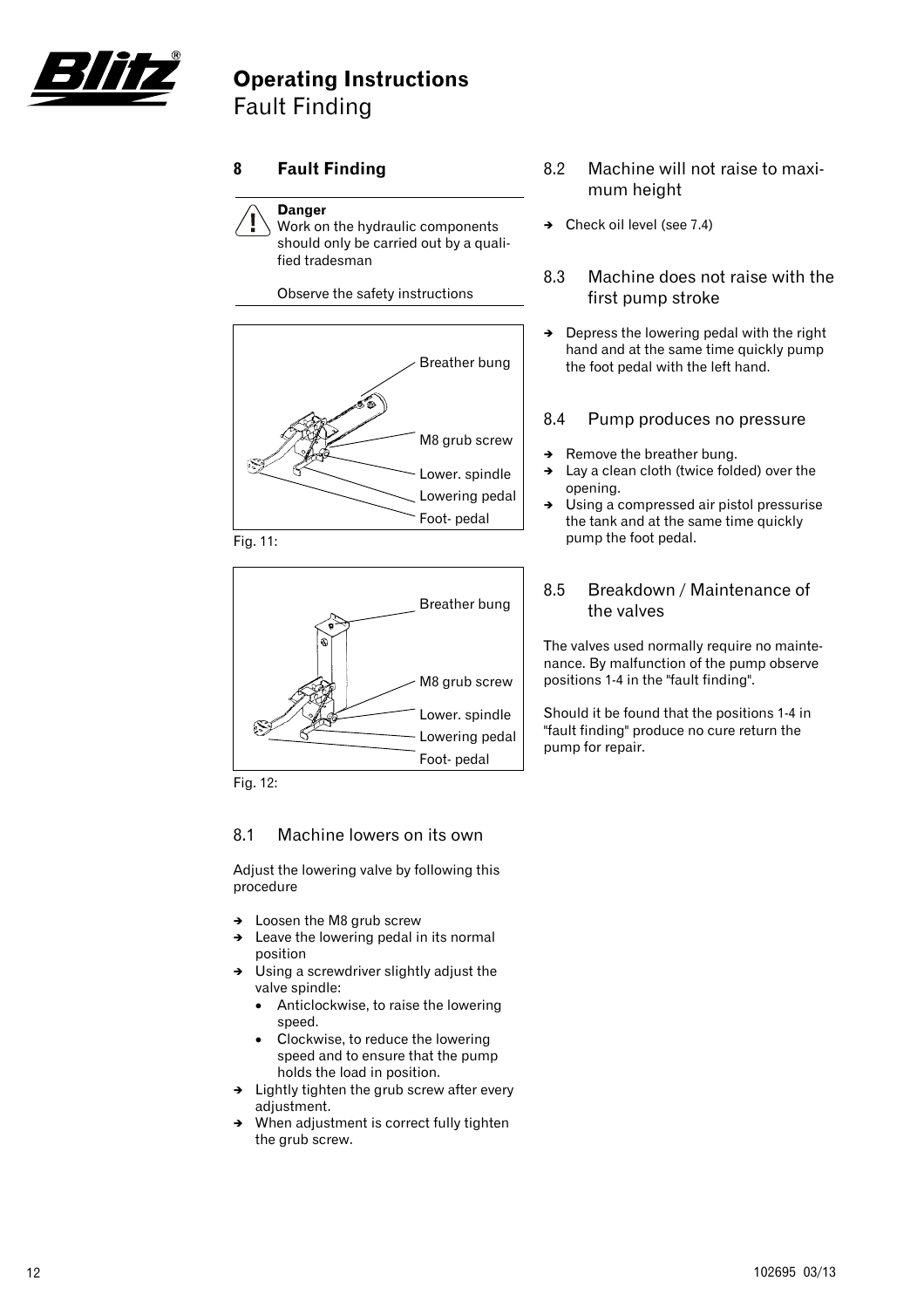# Operating Instructions
Fault Finding

## 8 Fault Finding

**Danger**
Work on the hydraulic components should only be carried out by a qualified tradesman

Observe the safety instructions

Breather bung
M8 grub screw
Lower. spindle
Lowering pedal
Foot- pedal

Fig. 11:

Breather bung
M8 grub screw
Lower. spindle
Lowering pedal
Foot- pedal

Fig. 12:

### 8.1 Machine lowers on its own

Adjust the lowering valve by following this procedure

- ➔ Loosen the M8 grub screw
- ➔ Leave the lowering pedal in its normal position
- ➔ Using a screwdriver slightly adjust the valve spindle:
  - Anticlockwise, to raise the lowering speed.
  - Clockwise, to reduce the lowering speed and to ensure that the pump holds the load in position.
- ➔ Lightly tighten the grub screw after every adjustment.
- ➔ When adjustment is correct fully tighten the grub screw.

### 8.2 Machine will not raise to maximum height

- ➔ Check oil level (see 7.4)

### 8.3 Machine does not raise with the first pump stroke

- ➔ Depress the lowering pedal with the right hand and at the same time quickly pump the foot pedal with the left hand.

### 8.4 Pump produces no pressure

- ➔ Remove the breather bung.
- ➔ Lay a clean cloth (twice folded) over the opening.
- ➔ Using a compressed air pistol pressurise the tank and at the same time quickly pump the foot pedal.

### 8.5 Breakdown / Maintenance of the valves

The valves used normally require no maintenance. By malfunction of the pump observe positions 1-4 in the "fault finding".

Should it be found that the positions 1-4 in "fault finding" produce no cure return the pump for repair.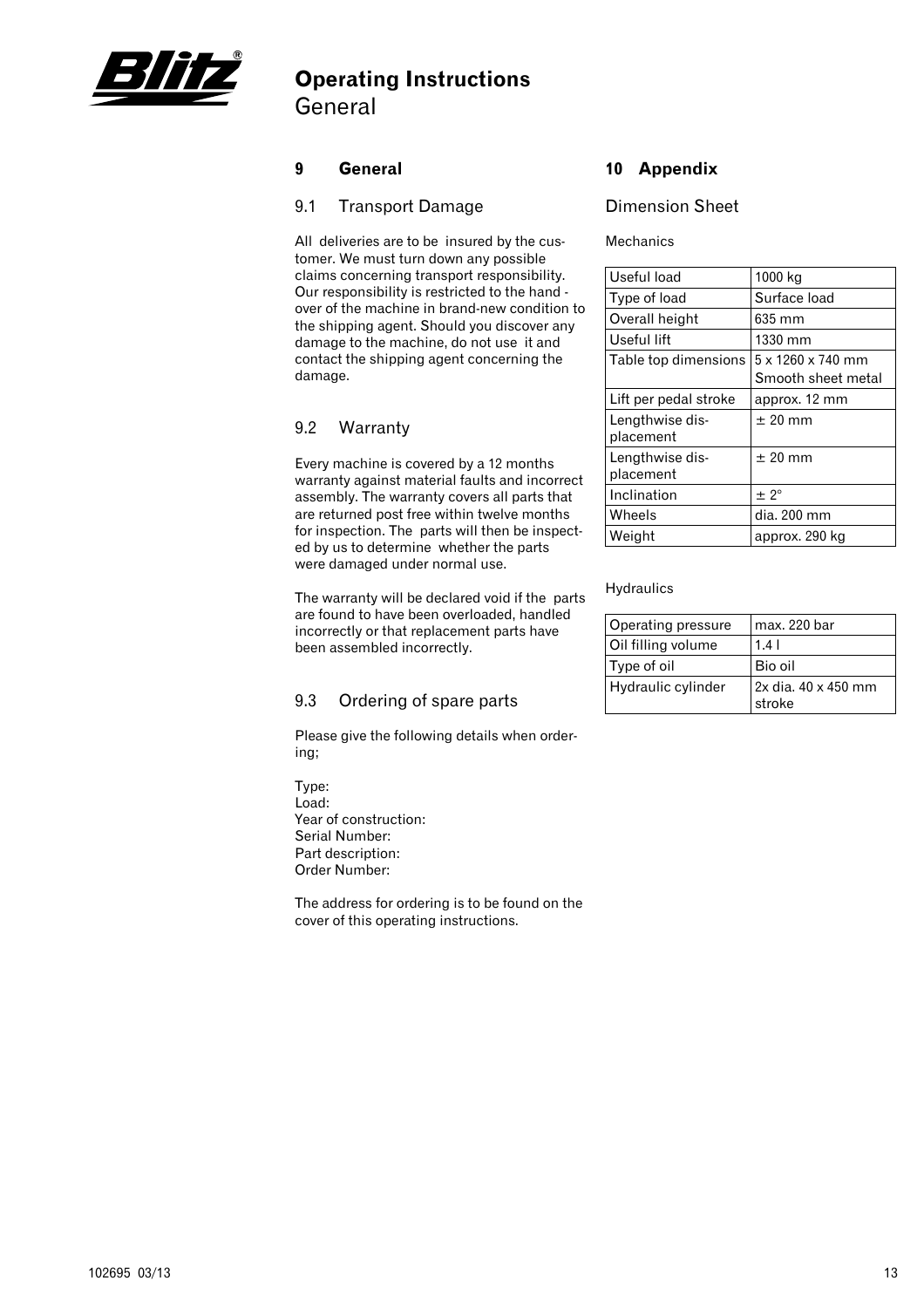# Operating Instructions
General

## 9 General

### 9.1 Transport Damage

All deliveries are to be insured by the customer. We must turn down any possible claims concerning transport responsibility. Our responsibility is restricted to the hand - over of the machine in brand-new condition to the shipping agent. Should you discover any damage to the machine, do not use it and contact the shipping agent concerning the damage.

### 9.2 Warranty

Every machine is covered by a 12 months warranty against material faults and incorrect assembly. The warranty covers all parts that are returned post free within twelve months for inspection. The parts will then be inspected by us to determine whether the parts were damaged under normal use.

The warranty will be declared void if the parts are found to have been overloaded, handled incorrectly or that replacement parts have been assembled incorrectly.

### 9.3 Ordering of spare parts

Please give the following details when ordering;

Type:
Load:
Year of construction:
Serial Number:
Part description:
Order Number:

The address for ordering is to be found on the cover of this operating instructions.

## 10 Appendix

### Dimension Sheet

Mechanics

| | |
|---|---|
| Useful load | 1000 kg |
| Type of load | Surface load |
| Overall height | 635 mm |
| Useful lift | 1330 mm |
| Table top dimensions | 5 x 1260 x 740 mm Smooth sheet metal |
| Lift per pedal stroke | approx. 12 mm |
| Lengthwise displacement | ± 20 mm |
| Lengthwise displacement | ± 20 mm |
| Inclination | ± 2° |
| Wheels | dia. 200 mm |
| Weight | approx. 290 kg |

Hydraulics

| | |
|---|---|
| Operating pressure | max. 220 bar |
| Oil filling volume | 1.4 l |
| Type of oil | Bio oil |
| Hydraulic cylinder | 2x dia. 40 x 450 mm stroke |

102695 03/13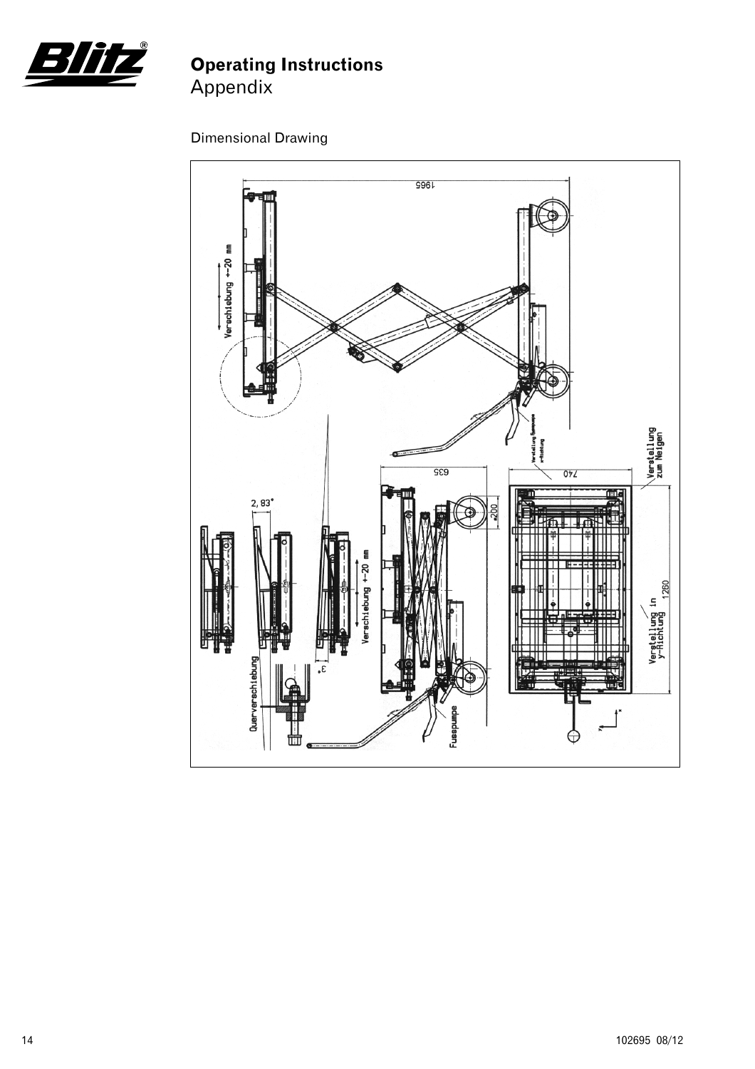# Operating Instructions
Appendix

Dimensional Drawing

1965

Verschiebung +-20 mm

Verstellung Fusspumpe x-Richtung

Verstellung zum Neigen

635

740

ø200

2,83°

Verschiebung +-20 mm

Verstellung in y-Richtung

1260

3°

Querverschiebung

Fusspumpe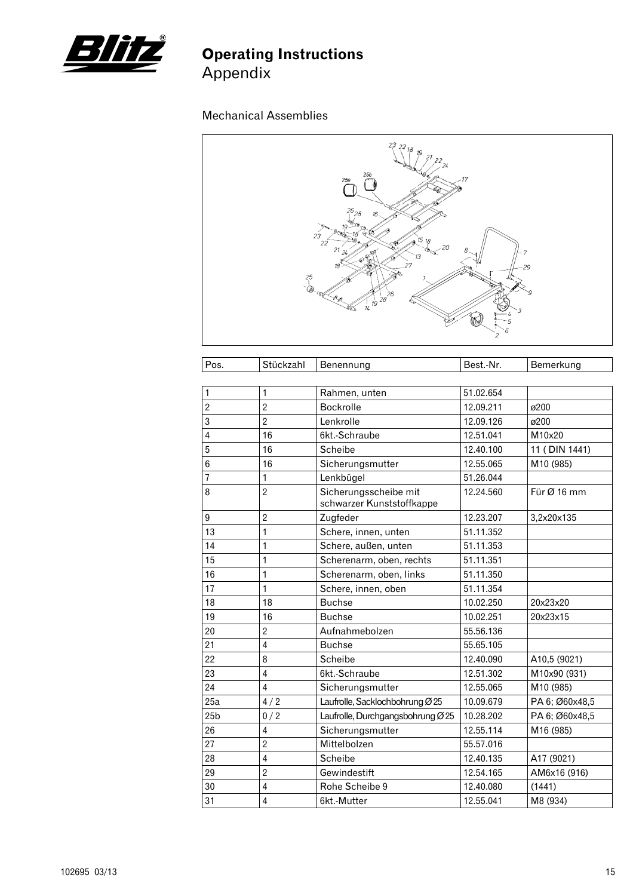# Operating Instructions

Appendix

## Mechanical Assemblies

| Pos. | Stückzahl | Benennung | Best.-Nr. | Bemerkung |
|---|---|---|---|---|
| 1 | 1 | Rahmen, unten | 51.02.654 | |
| 2 | 2 | Bockrolle | 12.09.211 | ø200 |
| 3 | 2 | Lenkrolle | 12.09.126 | ø200 |
| 4 | 16 | 6kt.-Schraube | 12.51.041 | M10x20 |
| 5 | 16 | Scheibe | 12.40.100 | 11 ( DIN 1441) |
| 6 | 16 | Sicherungsmutter | 12.55.065 | M10 (985) |
| 7 | 1 | Lenkbügel | 51.26.044 | |
| 8 | 2 | Sicherungsscheibe mit schwarzer Kunststoffkappe | 12.24.560 | Für Ø 16 mm |
| 9 | 2 | Zugfeder | 12.23.207 | 3,2x20x135 |
| 13 | 1 | Schere, innen, unten | 51.11.352 | |
| 14 | 1 | Schere, außen, unten | 51.11.353 | |
| 15 | 1 | Scherenarm, oben, rechts | 51.11.351 | |
| 16 | 1 | Scherenarm, oben, links | 51.11.350 | |
| 17 | 1 | Schere, innen, oben | 51.11.354 | |
| 18 | 18 | Buchse | 10.02.250 | 20x23x20 |
| 19 | 16 | Buchse | 10.02.251 | 20x23x15 |
| 20 | 2 | Aufnahmebolzen | 55.56.136 | |
| 21 | 4 | Buchse | 55.65.105 | |
| 22 | 8 | Scheibe | 12.40.090 | A10,5 (9021) |
| 23 | 4 | 6kt.-Schraube | 12.51.302 | M10x90 (931) |
| 24 | 4 | Sicherungsmutter | 12.55.065 | M10 (985) |
| 25a | 4 / 2 | Laufrolle, Sacklochbohrung Ø 25 | 10.09.679 | PA 6; Ø60x48,5 |
| 25b | 0 / 2 | Laufrolle, Durchgangsbohrung Ø 25 | 10.28.202 | PA 6; Ø60x48,5 |
| 26 | 4 | Sicherungsmutter | 12.55.114 | M16 (985) |
| 27 | 2 | Mittelbolzen | 55.57.016 | |
| 28 | 4 | Scheibe | 12.40.135 | A17 (9021) |
| 29 | 2 | Gewindestift | 12.54.165 | AM6x16 (916) |
| 30 | 4 | Rohe Scheibe 9 | 12.40.080 | (1441) |
| 31 | 4 | 6kt.-Mutter | 12.55.041 | M8 (934) |

102695 03/13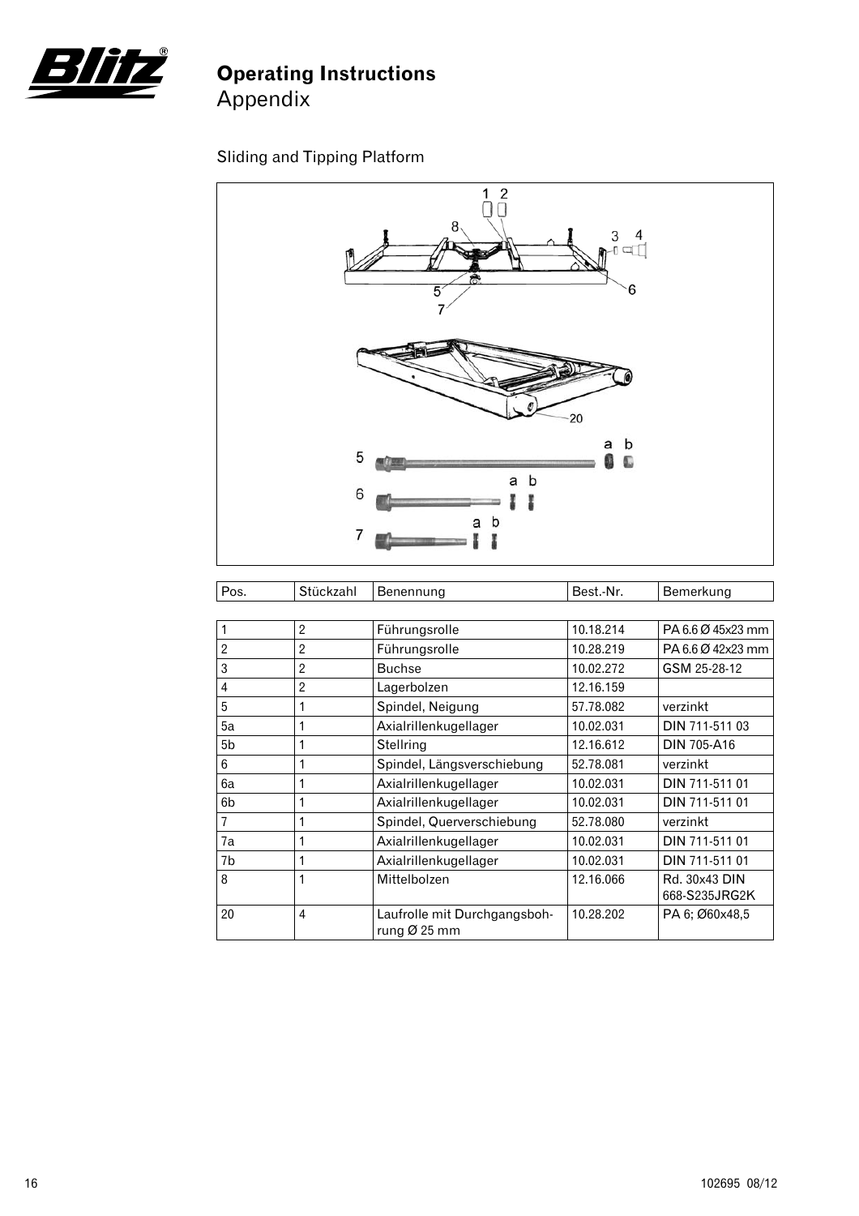# Operating Instructions
Appendix

Sliding and Tipping Platform

| Pos. | Stückzahl | Benennung | Best.-Nr. | Bemerkung |
|---|---|---|---|---|
| 1 | 2 | Führungsrolle | 10.18.214 | PA 6.6 Ø 45x23 mm |
| 2 | 2 | Führungsrolle | 10.28.219 | PA 6.6 Ø 42x23 mm |
| 3 | 2 | Buchse | 10.02.272 | GSM 25-28-12 |
| 4 | 2 | Lagerbolzen | 12.16.159 | |
| 5 | 1 | Spindel, Neigung | 57.78.082 | verzinkt |
| 5a | 1 | Axialrillenkugellager | 10.02.031 | DIN 711-511 03 |
| 5b | 1 | Stellring | 12.16.612 | DIN 705-A16 |
| 6 | 1 | Spindel, Längsverschiebung | 52.78.081 | verzinkt |
| 6a | 1 | Axialrillenkugellager | 10.02.031 | DIN 711-511 01 |
| 6b | 1 | Axialrillenkugellager | 10.02.031 | DIN 711-511 01 |
| 7 | 1 | Spindel, Querverschiebung | 52.78.080 | verzinkt |
| 7a | 1 | Axialrillenkugellager | 10.02.031 | DIN 711-511 01 |
| 7b | 1 | Axialrillenkugellager | 10.02.031 | DIN 711-511 01 |
| 8 | 1 | Mittelbolzen | 12.16.066 | Rd. 30x43 DIN 668-S235JRG2K |
| 20 | 4 | Laufrolle mit Durchgangsbohrung Ø 25 mm | 10.28.202 | PA 6; Ø60x48,5 |

102695 08/12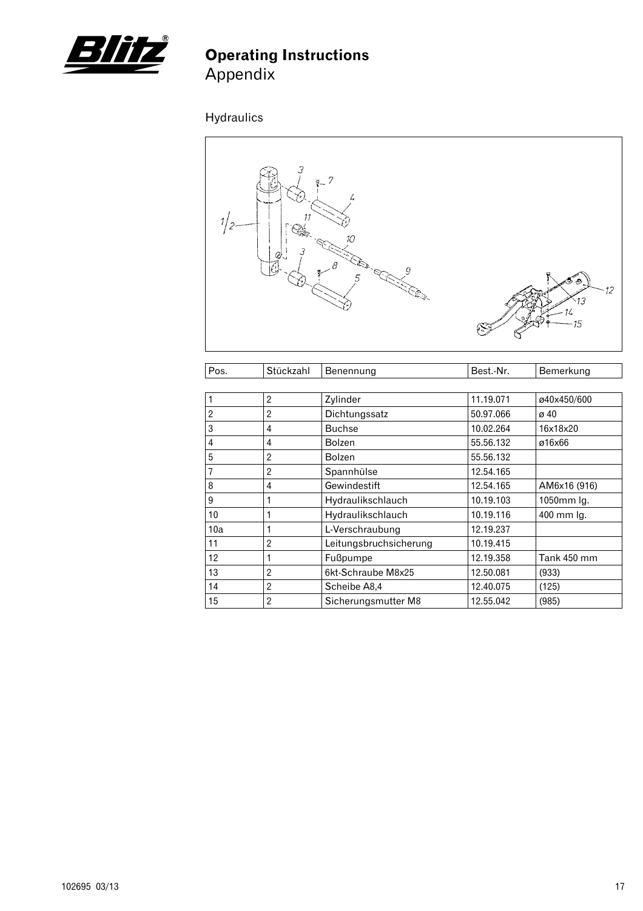# Operating Instructions
Appendix

## Hydraulics

| Pos. | Stückzahl | Benennung | Best.-Nr. | Bemerkung |
|---|---|---|---|---|
| 1 | 2 | Zylinder | 11.19.071 | ø40x450/600 |
| 2 | 2 | Dichtungssatz | 50.97.066 | ø 40 |
| 3 | 4 | Buchse | 10.02.264 | 16x18x20 |
| 4 | 4 | Bolzen | 55.56.132 | ø16x66 |
| 5 | 2 | Bolzen | 55.56.132 | |
| 7 | 2 | Spannhülse | 12.54.165 | |
| 8 | 4 | Gewindestift | 12.54.165 | AM6x16 (916) |
| 9 | 1 | Hydraulikschlauch | 10.19.103 | 1050mm lg. |
| 10 | 1 | Hydraulikschlauch | 10.19.116 | 400 mm lg. |
| 10a | 1 | L-Verschraubung | 12.19.237 | |
| 11 | 2 | Leitungsbruchsicherung | 10.19.415 | |
| 12 | 1 | Fußpumpe | 12.19.358 | Tank 450 mm |
| 13 | 2 | 6kt-Schraube M8x25 | 12.50.081 | (933) |
| 14 | 2 | Scheibe A8,4 | 12.40.075 | (125) |
| 15 | 2 | Sicherungsmutter M8 | 12.55.042 | (985) |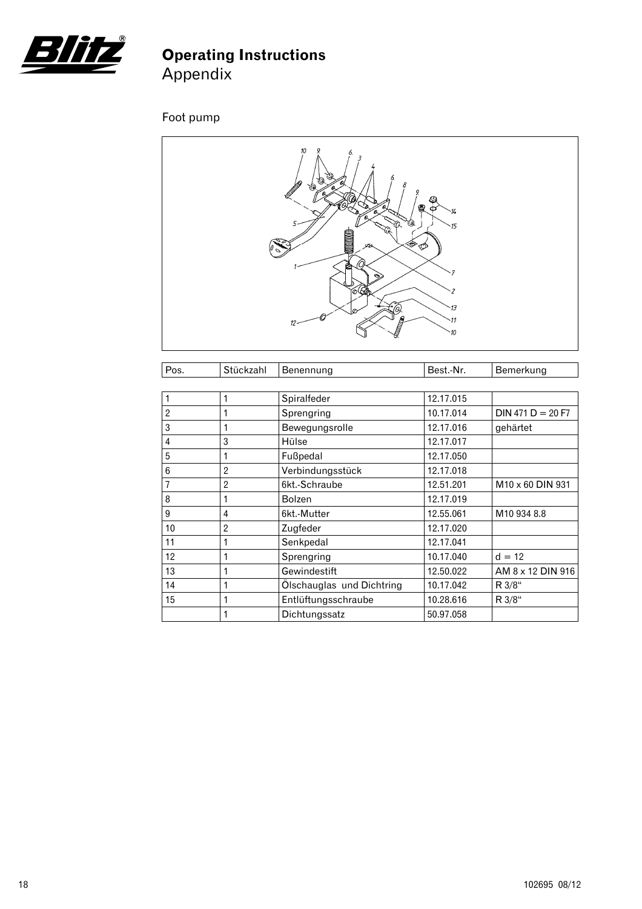# Operating Instructions
Appendix

## Foot pump

| Pos. | Stückzahl | Benennung | Best.-Nr. | Bemerkung |
|---|---|---|---|---|
| 1 | 1 | Spiralfeder | 12.17.015 | |
| 2 | 1 | Sprengring | 10.17.014 | DIN 471 D = 20 F7 |
| 3 | 1 | Bewegungsrolle | 12.17.016 | gehärtet |
| 4 | 3 | Hülse | 12.17.017 | |
| 5 | 1 | Fußpedal | 12.17.050 | |
| 6 | 2 | Verbindungsstück | 12.17.018 | |
| 7 | 2 | 6kt.-Schraube | 12.51.201 | M10 x 60 DIN 931 |
| 8 | 1 | Bolzen | 12.17.019 | |
| 9 | 4 | 6kt.-Mutter | 12.55.061 | M10 934 8.8 |
| 10 | 2 | Zugfeder | 12.17.020 | |
| 11 | 1 | Senkpedal | 12.17.041 | |
| 12 | 1 | Sprengring | 10.17.040 | d = 12 |
| 13 | 1 | Gewindestift | 12.50.022 | AM 8 x 12 DIN 916 |
| 14 | 1 | Ölschauglas und Dichtring | 10.17.042 | R 3/8" |
| 15 | 1 | Entlüftungsschraube | 10.28.616 | R 3/8" |
| | 1 | Dichtungssatz | 50.97.058 | |

102695 08/12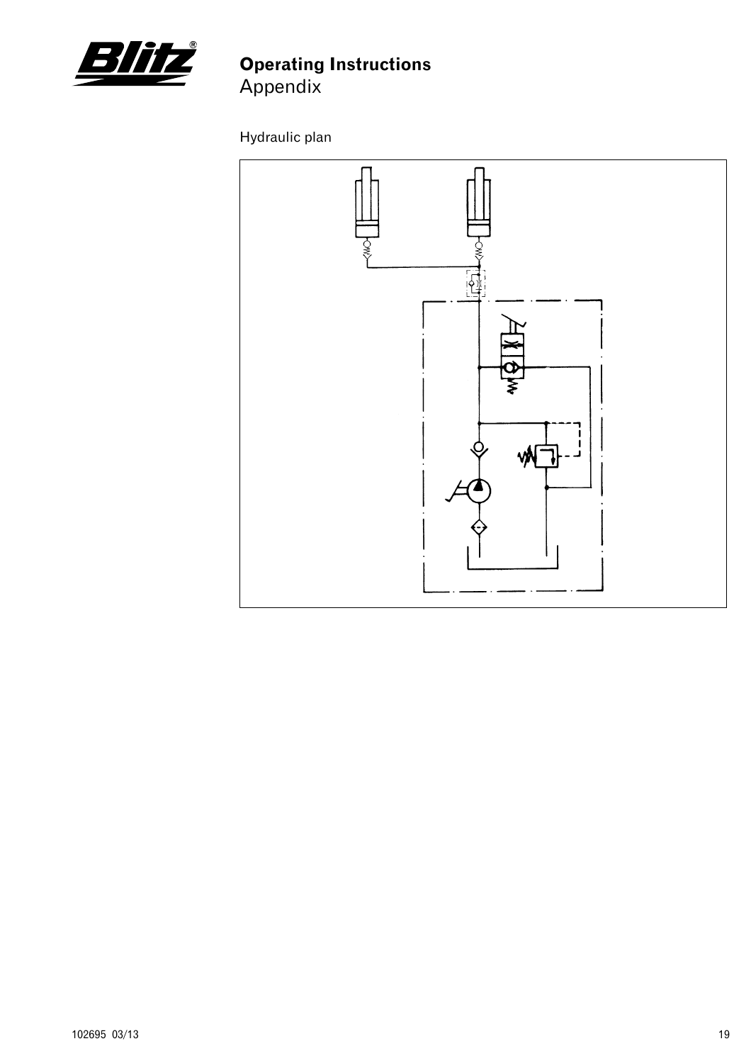# Operating Instructions
Appendix

Hydraulic plan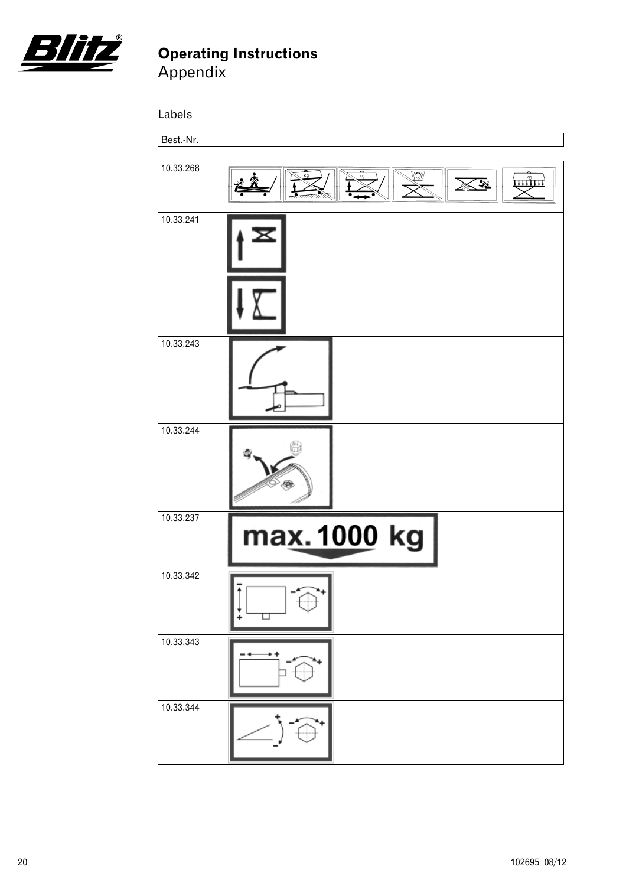# Operating Instructions
Appendix

Labels

| Best.-Nr. | |
|---|---|
| 10.33.268 | |
| 10.33.241 | |
| 10.33.243 | |
| 10.33.244 | |
| 10.33.237 | max. 1000 kg |
| 10.33.342 | |
| 10.33.343 | |
| 10.33.344 | |

102695 08/12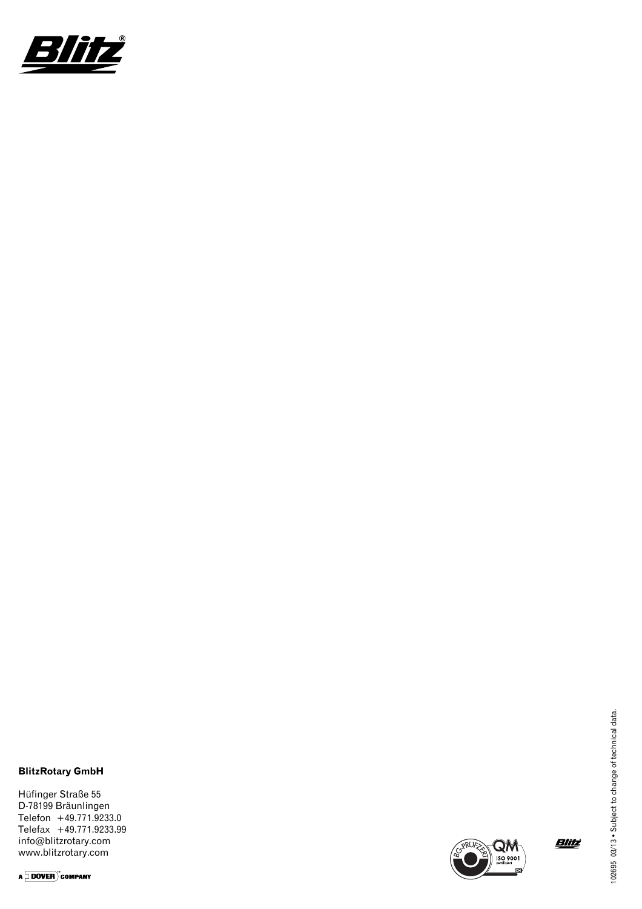**BlitzRotary GmbH**

Hüfinger Straße 55
D-78199 Bräunlingen
Telefon +49.771.9233.0
Telefax +49.771.9233.99
info@blitzrotary.com
www.blitzrotary.com

A DOVER COMPANY

102695 03/13 • Subject to change of technical data.